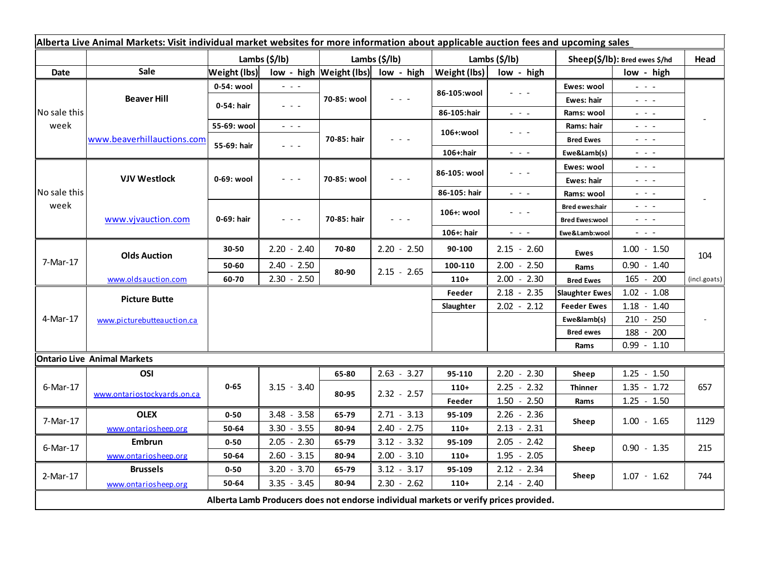| Alberta Live Animal Markets: Visit individual market websites for more information about applicable auction fees and upcoming sales | | | | | | | | | | | |
|---|---|---|---|---|---|---|---|---|---|---|---|
| | | Lambs ($/lb) | | Lambs ($/lb) | | Lambs ($/lb) | | Sheep($/lb): Bred ewes $/hd | | Head |
| Date | Sale | Weight (lbs) | low - high | Weight (lbs) | low - high | Weight (lbs) | low - high | | low - high | |
| No sale this week | Beaver Hill www.beaverhillauctions.com | 0-54: wool | - - - | 70-85: wool | - - - | 86-105:wool | - - - | Ewes: wool | - - - | - |
| | | 0-54: hair | - - - | | | | | Ewes: hair | - - - | |
| | | | | | | 86-105:hair | - - - | Rams: wool | - - - | |
| | | 55-69: wool | - - - | 70-85: hair | - - - | 106+:wool | - - - | Rams: hair | - - - | |
| | | 55-69: hair | - - - | | | | | Bred Ewes | - - - | |
| | | | | | | 106+:hair | - - - | Ewe&Lamb(s) | - - - | |
| No sale this week | VJV Westlock www.vjvauction.com | 0-69: wool | - - - | 70-85: wool | - - - | 86-105: wool | - - - | Ewes: wool | - - - | - |
| | | | | | | | | Ewes: hair | - - - | |
| | | | | | | 86-105: hair | - - - | Rams: wool | - - - | |
| | | 0-69: hair | - - - | 70-85: hair | - - - | 106+: wool | - - - | Bred ewes:hair | - - - | |
| | | | | | | | | Bred Ewes:wool | - - - | |
| | | | | | | 106+: hair | - - - | Ewe&Lamb:wool | - - - | |
| 7-Mar-17 | Olds Auction www.oldsauction.com | 30-50 | 2.20 - 2.40 | 70-80 | 2.20 - 2.50 | 90-100 | 2.15 - 2.60 | Ewes | 1.00 - 1.50 | 104 (incl.goats) |
| | | 50-60 | 2.40 - 2.50 | 80-90 | 2.15 - 2.65 | 100-110 | 2.00 - 2.50 | Rams | 0.90 - 1.40 | |
| | | 60-70 | 2.30 - 2.50 | | | 110+ | 2.00 - 2.30 | Bred Ewes | 165 - 200 | |
| 4-Mar-17 | Picture Butte www.picturebutteauction.ca | | | | | Feeder | 2.18 - 2.35 | Slaughter Ewes | 1.02 - 1.08 | - |
| | | | | | | Slaughter | 2.02 - 2.12 | Feeder Ewes | 1.18 - 1.40 | |
| | | | | | | | | Ewe&lamb(s) | 210 - 250 | |
| | | | | | | | | Bred ewes | 188 - 200 | |
| | | | | | | | | Rams | 0.99 - 1.10 | |
| **Ontario Live Animal Markets** | | | | | | | | | | |
| 6-Mar-17 | OSI www.ontariostockyards.on.ca | 0-65 | 3.15 - 3.40 | 65-80 | 2.63 - 3.27 | 95-110 | 2.20 - 2.30 | Sheep | 1.25 - 1.50 | 657 |
| | | | | 80-95 | 2.32 - 2.57 | 110+ | 2.25 - 2.32 | Thinner | 1.35 - 1.72 | |
| | | | | | | Feeder | 1.50 - 2.50 | Rams | 1.25 - 1.50 | |
| 7-Mar-17 | OLEX www.ontariosheep.org | 0-50 | 3.48 - 3.58 | 65-79 | 2.71 - 3.13 | 95-109 | 2.26 - 2.36 | Sheep | 1.00 - 1.65 | 1129 |
| | | 50-64 | 3.30 - 3.55 | 80-94 | 2.40 - 2.75 | 110+ | 2.13 - 2.31 | | | |
| 6-Mar-17 | Embrun www.ontariosheep.org | 0-50 | 2.05 - 2.30 | 65-79 | 3.12 - 3.32 | 95-109 | 2.05 - 2.42 | Sheep | 0.90 - 1.35 | 215 |
| | | 50-64 | 2.60 - 3.15 | 80-94 | 2.00 - 3.10 | 110+ | 1.95 - 2.05 | | | |
| 2-Mar-17 | Brussels www.ontariosheep.org | 0-50 | 3.20 - 3.70 | 65-79 | 3.12 - 3.17 | 95-109 | 2.12 - 2.34 | Sheep | 1.07 - 1.62 | 744 |
| | | 50-64 | 3.35 - 3.45 | 80-94 | 2.30 - 2.62 | 110+ | 2.14 - 2.40 | | | |

**Alberta Lamb Producers does not endorse individual markets or verify prices provided.**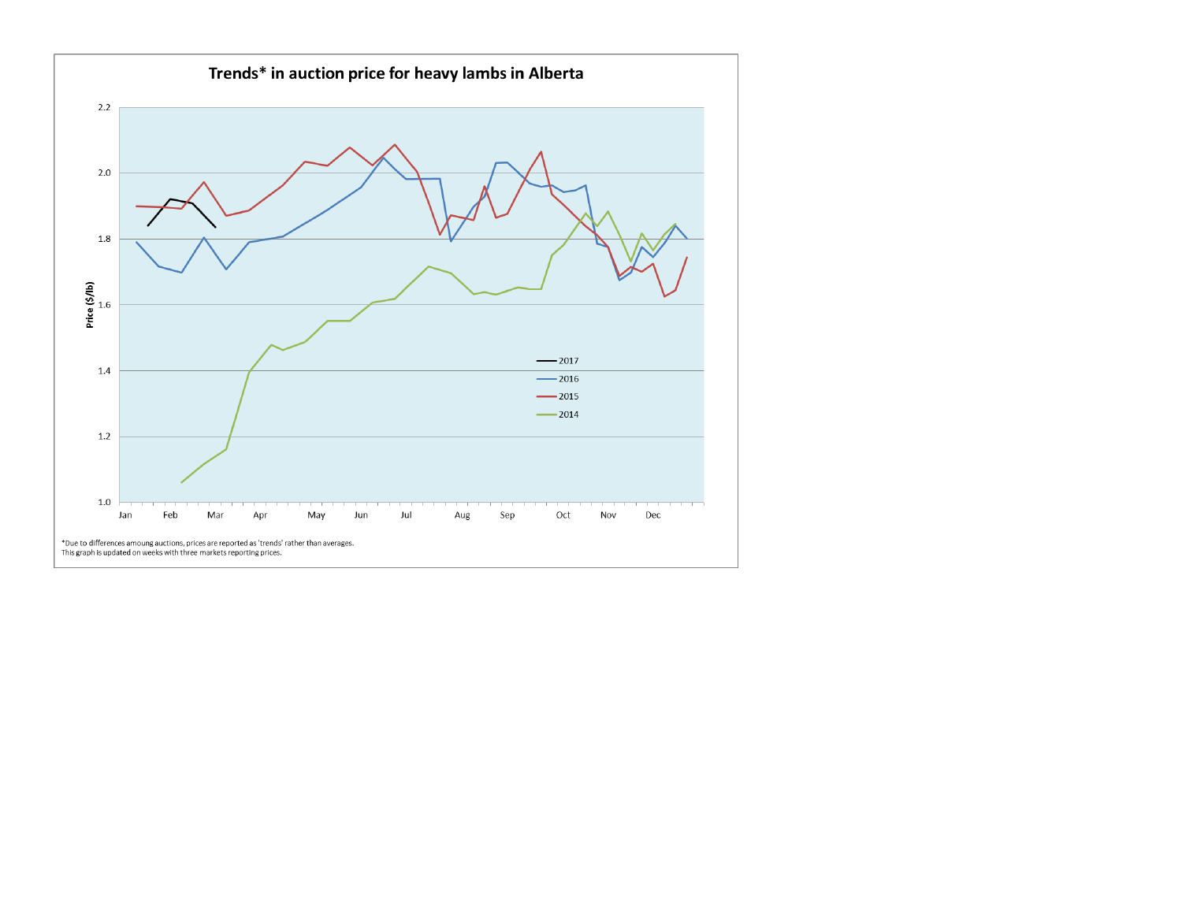# Trends* in auction price for heavy lambs in Alberta

Price ($/lb)

2.2

2.0

1.8

1.6

1.4

1.2

1.0

Jan Feb Mar Apr May Jun Jul Aug Sep Oct Nov Dec

2017

2016

2015

2014

*Due to differences amoung auctions, prices are reported as 'trends' rather than averages.
This graph is updated on weeks with three markets reporting prices.